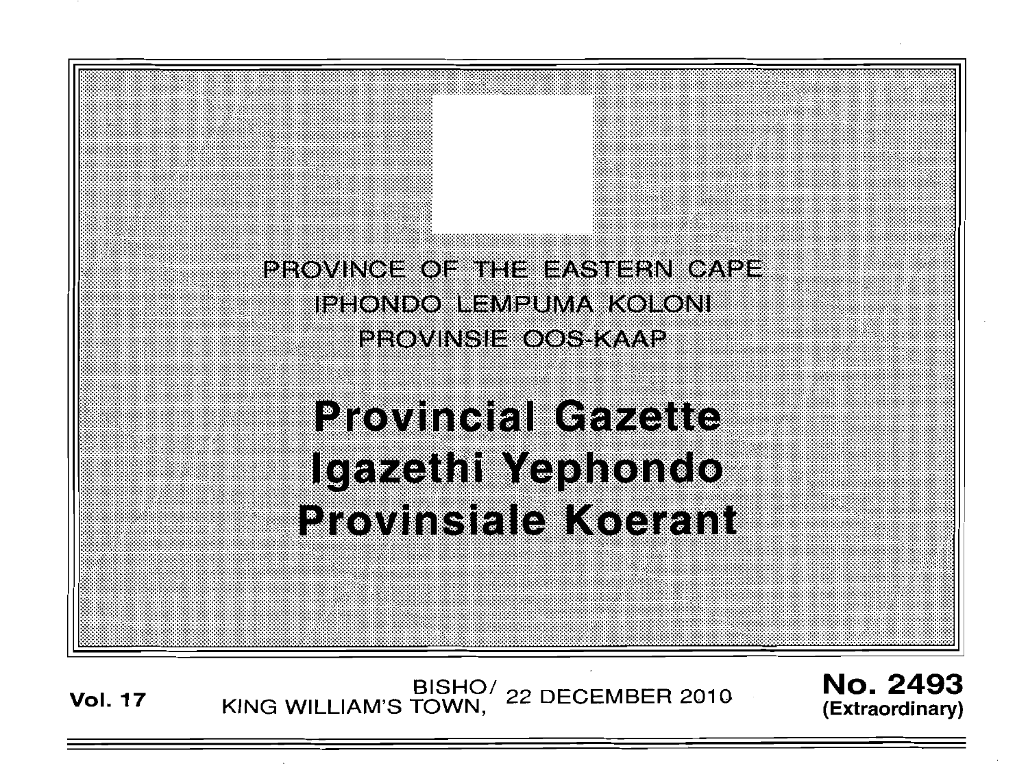PROVINCE OF THE EASTERN CAPE
IPHONDO LEMPUMA KOLONI
PROVINSIE OOS-KAAP

# Provincial Gazette
# Igazethi Yephondo
# Provinsiale Koerant

**Vol. 17** BISHO/ KING WILLIAM'S TOWN, 22 DECEMBER 2010 **No. 2493 (Extraordinary)**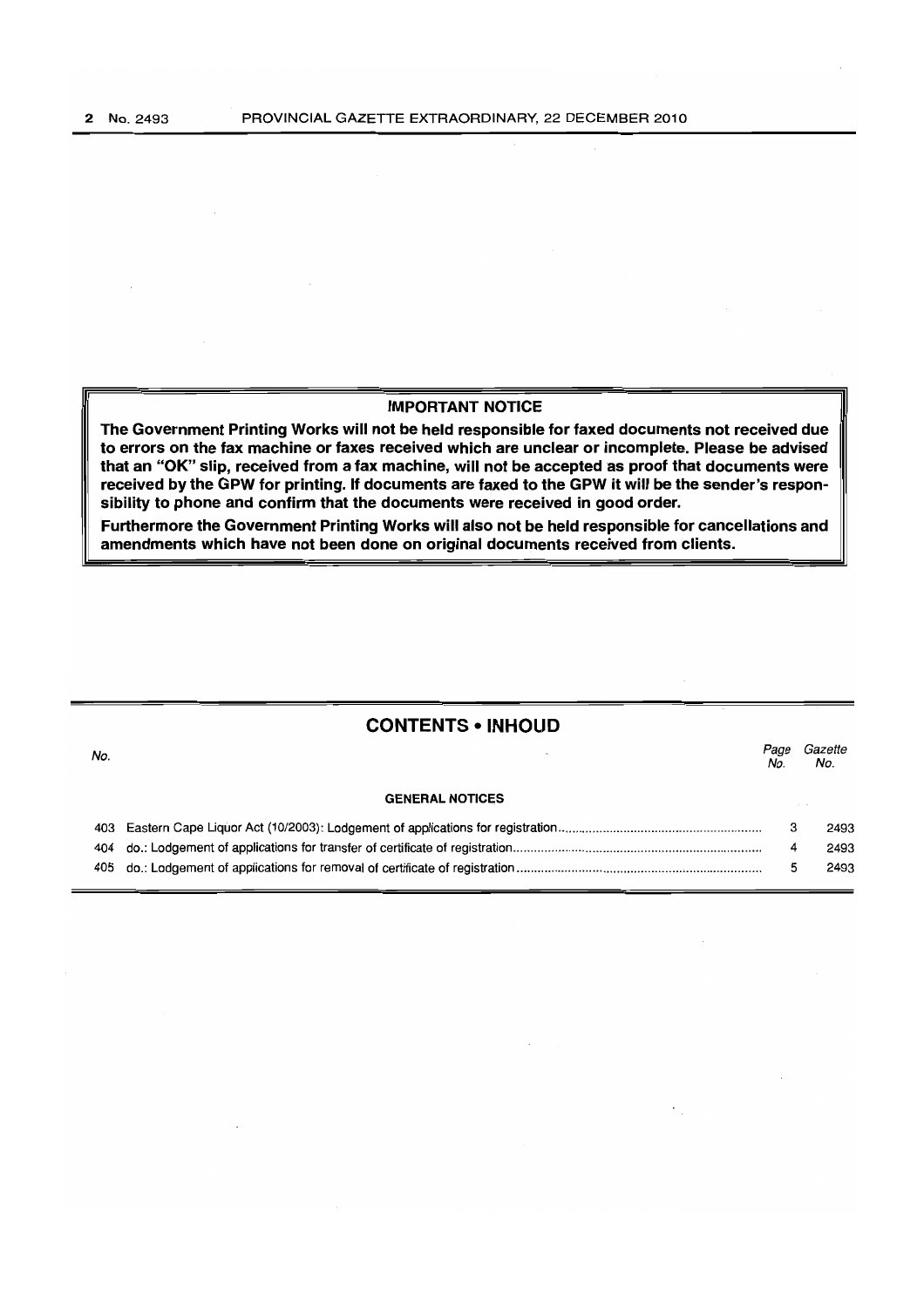## IMPORTANT NOTICE

**The Government Printing Works will not be held responsible for faxed documents not received due to errors on the fax machine or faxes received which are unclear or incomplete. Please be advised that an "OK" slip, received from a fax machine, will not be accepted as proof that documents were received by the GPW for printing. If documents are faxed to the GPW it will be the sender's responsibility to phone and confirm that the documents were received in good order.**

**Furthermore the Government Printing Works will also not be held responsible for cancellations and amendments which have not been done on original documents received from clients.**

## CONTENTS • INHOUD

| No. | | Page No. | Gazette No. |
|---|---|---|---|
| | **GENERAL NOTICES** | | |
| 403 | Eastern Cape Liquor Act (10/2003): Lodgement of applications for registration | 3 | 2493 |
| 404 | do.: Lodgement of applications for transfer of certificate of registration | 4 | 2493 |
| 405 | do.: Lodgement of applications for removal of certificate of registration | 5 | 2493 |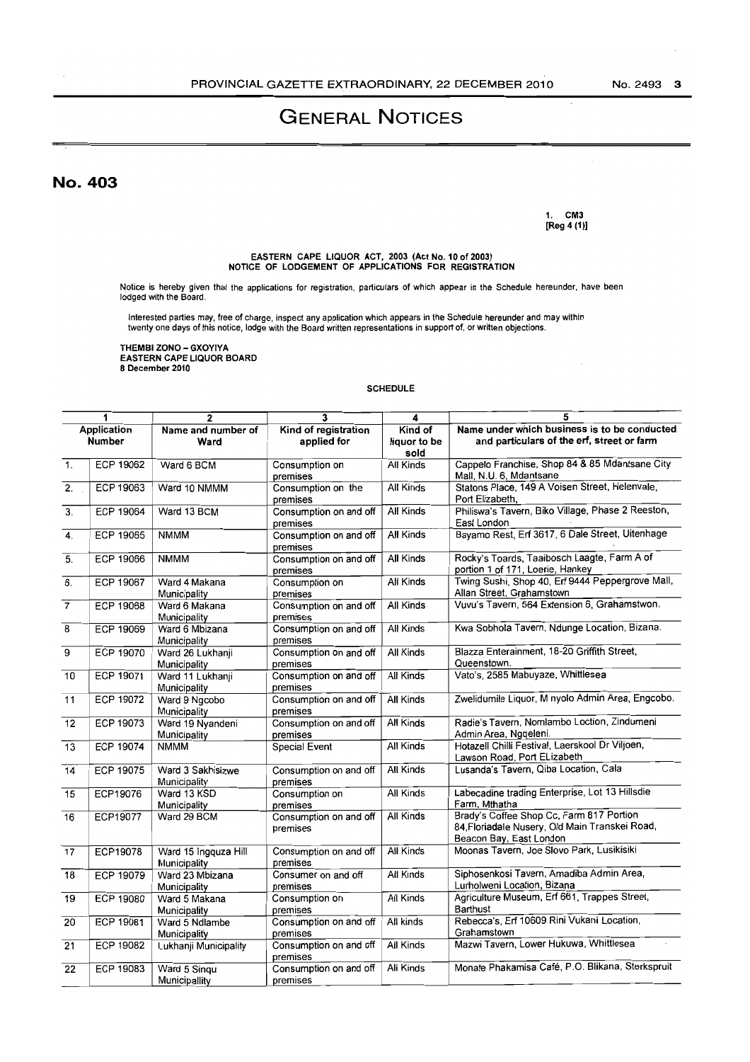# GENERAL NOTICES

## No. 403

1. CM3
[Reg 4 (1)]

**EASTERN CAPE LIQUOR ACT, 2003 (Act No. 10 of 2003)**
**NOTICE OF LODGEMENT OF APPLICATIONS FOR REGISTRATION**

Notice is hereby given that the applications for registration, particulars of which appear in the Schedule hereunder, have been lodged with the Board.

Interested parties may, free of charge, inspect any application which appears in the Schedule hereunder and may within twenty one days of this notice, lodge with the Board written representations in support of, or written objections.

**THEMBI ZONO – GXOYIYA**
**EASTERN CAPE LIQUOR BOARD**
**8 December 2010**

**SCHEDULE**

| 1 | | 2 | 3 | 4 | 5 |
|---|---|---|---|---|---|
| Application Number | | Name and number of Ward | Kind of registration applied for | Kind of liquor to be sold | Name under which business is to be conducted and particulars of the erf, street or farm |
| 1. | ECP 19062 | Ward 6 BCM | Consumption on premises | All Kinds | Cappelo Franchise, Shop 84 & 85 Mdantsane City Mall, N.U. 6, Mdantsane |
| 2. | ECP 19063 | Ward 10 NMMM | Consumption on the premises | All Kinds | Statons Place, 149 A Voisen Street, Helenvale, Port Elizabeth, |
| 3. | ECP 19064 | Ward 13 BCM | Consumption on and off premises | All Kinds | Philiswa's Tavern, Biko Village, Phase 2 Reeston, East London |
| 4. | ECP 19065 | NMMM | Consumption on and off premises | All Kinds | Bayamo Rest, Erf 3617, 6 Dale Street, Uitenhage |
| 5. | ECP 19066 | NMMM | Consumption on and off premises | All Kinds | Rocky's Toards, Taaibosch Laagte, Farm A of portion 1 of 171, Loerie, Hankey |
| 6. | ECP 19067 | Ward 4 Makana Municipality | Consumption on premises | All Kinds | Twing Sushi, Shop 40, Erf 9444 Peppergrove Mall, Allan Street, Grahamstown |
| 7 | ECP 19068 | Ward 6 Makana Municipality | Consumption on and off premises | All Kinds | Vuvu's Tavern, 564 Extension 6, Grahamstwon. |
| 8 | ECP 19069 | Ward 6 Mbizana Municipality | Consumption on and off premises | All Kinds | Kwa Sobhola Tavern, Ndunge Location, Bizana. |
| 9 | ECP 19070 | Ward 26 Lukhanji Municipality | Consumption on and off premises | All Kinds | Blazza Enterainment, 18-20 Griffith Street, Queenstown. |
| 10 | ECP 19071 | Ward 11 Lukhanji Municipality | Consumption on and off premises | All Kinds | Vato's, 2585 Mabuyaze, Whittlesea |
| 11 | ECP 19072 | Ward 9 Ngcobo Municipality | Consumption on and off premises | All Kinds | Zwelidumile Liquor, M nyolo Admin Area, Engcobo. |
| 12 | ECP 19073 | Ward 19 Nyandeni Municipality | Consumption on and off premises | All Kinds | Radie's Tavern, Nomlambo Loction, Zindumeni Admin Area, Ngqeleni. |
| 13 | ECP 19074 | NMMM | Special Event | All Kinds | Hotazell Chilli Festival, Laerskool Dr Viljoen, Lawson Road, Port ELizabeth |
| 14 | ECP 19075 | Ward 3 Sakhisizwe Municipality | Consumption on and off premises | All Kinds | Lusanda's Tavern, Qiba Location, Cala |
| 15 | ECP19076 | Ward 13 KSD Municipality | Consumption on premises | All Kinds | Labecadine trading Enterprise, Lot 13 Hillsdie Farm, Mthatha |
| 16 | ECP19077 | Ward 29 BCM | Consumption on and off premises | All Kinds | Brady's Coffee Shop Cc, Farm 817 Portion 84,Floriadale Nusery, Old Main Transkei Road, Beacon Bay, East London |
| 17 | ECP19078 | Ward 15 Ingquza Hill Municipality | Consumption on and off premises | All Kinds | Moonas Tavern, Joe Slovo Park, Lusikisiki |
| 18 | ECP 19079 | Ward 23 Mbizana Municipality | Consumer on and off premises | All Kinds | Siphosenkosi Tavern, Amadiba Admin Area, Lurholweni Location, Bizana |
| 19 | ECP 19080 | Ward 5 Makana Municipality | Consumption on premises | All Kinds | Agriculture Museum, Erf 661, Trappes Street, Barthust |
| 20 | ECP 19081 | Ward 5 Ndlambe Municipality | Consumption on and off premises | All kinds | Rebecca's, Erf 10609 Rini Vukani Location, Grahamstown |
| 21 | ECP 19082 | Lukhanji Municipality | Consumption on and off premises | All Kinds | Mazwi Tavern, Lower Hukuwa, Whittlesea |
| 22 | ECP 19083 | Ward 5 Sinqu Municipallity | Consumption on and off premises | All Kinds | Monate Phakamisa Café, P.O. Blikana, Sterkspruit |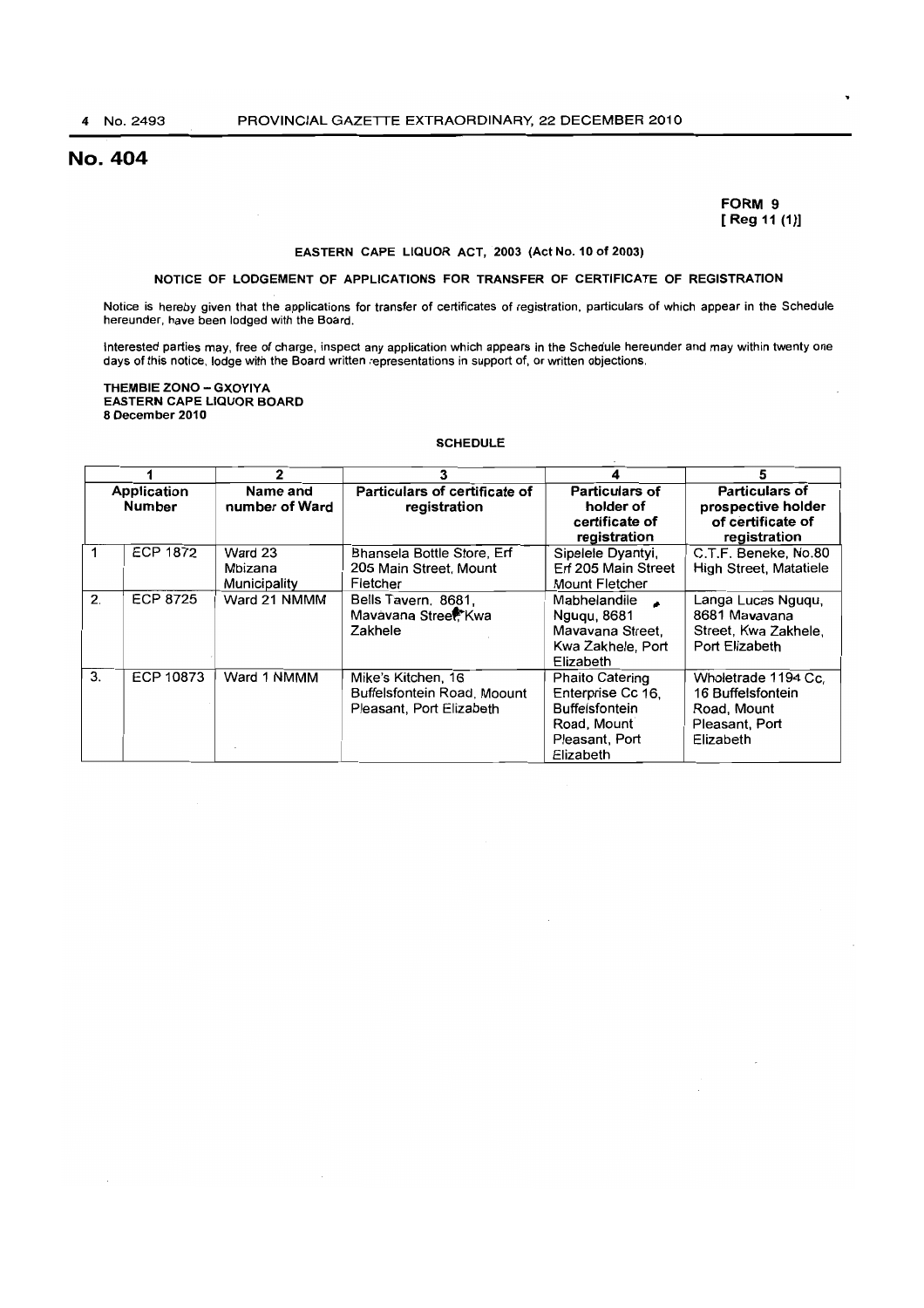# No. 404

**FORM 9**
**[ Reg 11 (1)]**

**EASTERN CAPE LIQUOR ACT, 2003 (Act No. 10 of 2003)**

**NOTICE OF LODGEMENT OF APPLICATIONS FOR TRANSFER OF CERTIFICATE OF REGISTRATION**

Notice is hereby given that the applications for transfer of certificates of registration, particulars of which appear in the Schedule hereunder, have been lodged with the Board.

Interested parties may, free of charge, inspect any application which appears in the Schedule hereunder and may within twenty one days of this notice, lodge with the Board written representations in support of, or written objections.

**THEMBIE ZONO – GXOYIYA**
**EASTERN CAPE LIQUOR BOARD**
**8 December 2010**

**SCHEDULE**

| 1 | | 2 | 3 | 4 | 5 |
|---|---|---|---|---|---|
| Application Number | | Name and number of Ward | Particulars of certificate of registration | Particulars of holder of certificate of registration | Particulars of prospective holder of certificate of registration |
| 1 | ECP 1872 | Ward 23 Mbizana Municipality | Bhansela Bottle Store, Erf 205 Main Street, Mount Fletcher | Sipelele Dyantyi, Erf 205 Main Street Mount Fletcher | C.T.F. Beneke, No.80 High Street, Matatiele |
| 2. | ECP 8725 | Ward 21 NMMM | Bells Tavern, 8681, Mavavana Street, Kwa Zakhele | Mabhelandile Nguqu, 8681 Mavavana Street, Kwa Zakhele, Port Elizabeth | Langa Lucas Nguqu, 8681 Mavavana Street, Kwa Zakhele, Port Elizabeth |
| 3. | ECP 10873 | Ward 1 NMMM | Mike's Kitchen, 16 Buffelsfontein Road, Moount Pleasant, Port Elizabeth | Phaito Catering Enterprise Cc 16, Buffelsfontein Road, Mount Pleasant, Port Elizabeth | Wholetrade 1194 Cc, 16 Buffelsfontein Road, Mount Pleasant, Port Elizabeth |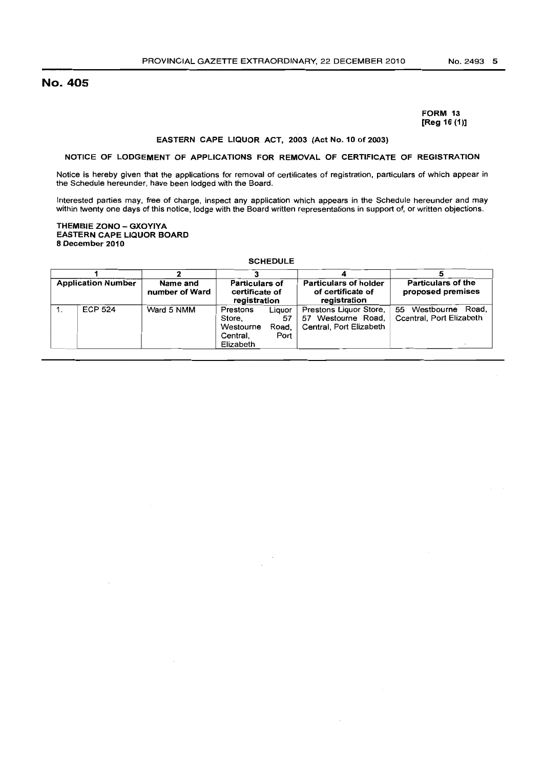# No. 405

**FORM 13**
**[Reg 16 (1)]**

**EASTERN CAPE LIQUOR ACT, 2003 (Act No. 10 of 2003)**

**NOTICE OF LODGEMENT OF APPLICATIONS FOR REMOVAL OF CERTIFICATE OF REGISTRATION**

Notice is hereby given that the applications for removal of certificates of registration, particulars of which appear in the Schedule hereunder, have been lodged with the Board.

Interested parties may, free of charge, inspect any application which appears in the Schedule hereunder and may within twenty one days of this notice, lodge with the Board written representations in support of, or written objections.

**THEMBIE ZONO – GXOYIYA**
**EASTERN CAPE LIQUOR BOARD**
**8 December 2010**

**SCHEDULE**

| 1 | | 2 | 3 | 4 | 5 |
|---|---|---|---|---|---|
| **Application Number** | | **Name and number of Ward** | **Particulars of certificate of registration** | **Particulars of holder of certificate of registration** | **Particulars of the proposed premises** |
| 1. | ECP 524 | Ward 5 NMM | Prestons Liquor Store, 57 Westourne Road, Central, Port Elizabeth | Prestons Liquor Store, 57 Westourne Road, Central, Port Elizabeth | 55 Westbourne Road, Ccentral, Port Elizabeth |